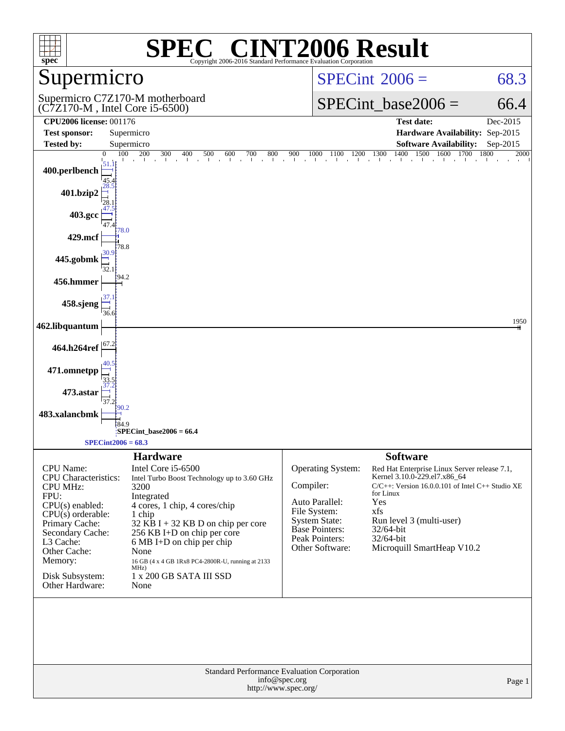# SPEC® CINT2006 Result

Copyright 2006-2016 Standard Performance Evaluation Corporation

## Supermicro

Supermicro C7Z170-M motherboard (C7Z170-M , Intel Core i5-6500)

**SPECint 2006 = 68.3**

**SPECint_base2006 = 66.4**

| | | | |
|---|---|---|---|
| **CPU2006 license:** | 001176 | **Test date:** | Dec-2015 |
| **Test sponsor:** | Supermicro | **Hardware Availability:** | Sep-2015 |
| **Tested by:** | Supermicro | **Software Availability:** | Sep-2015 |

| Benchmark | Peak | Base |
|---|---|---|
| 400.perlbench | 51.1 | 45.4 |
| 401.bzip2 | 28.5 | 28.1 |
| 403.gcc | 47.5 | 47.4 |
| 429.mcf | 78.0 | 78.8 |
| 445.gobmk | 30.9 | 32.1 |
| 456.hmmer | 94.2 | 94.2 |
| 458.sjeng | 37.1 | 36.6 |
| 462.libquantum | 1950 | 1950 |
| 464.h264ref | 67.2 | 67.2 |
| 471.omnetpp | 40.5 | 33.5 |
| 473.astar | 37.2 | 37.2 |
| 483.xalancbmk | 90.2 | 84.9 |

SPECint_base2006 = 66.4

SPECint2006 = 68.3

### Hardware

| | |
|---|---|
| CPU Name: | Intel Core i5-6500 |
| CPU Characteristics: | Intel Turbo Boost Technology up to 3.60 GHz |
| CPU MHz: | 3200 |
| FPU: | Integrated |
| CPU(s) enabled: | 4 cores, 1 chip, 4 cores/chip |
| CPU(s) orderable: | 1 chip |
| Primary Cache: | 32 KB I + 32 KB D on chip per core |
| Secondary Cache: | 256 KB I+D on chip per core |
| L3 Cache: | 6 MB I+D on chip per chip |
| Other Cache: | None |
| Memory: | 16 GB (4 x 4 GB 1Rx8 PC4-2800R-U, running at 2133 MHz) |
| Disk Subsystem: | 1 x 200 GB SATA III SSD |
| Other Hardware: | None |

### Software

| | |
|---|---|
| Operating System: | Red Hat Enterprise Linux Server release 7.1, Kernel 3.10.0-229.el7.x86_64 |
| Compiler: | C/C++: Version 16.0.0.101 of Intel C++ Studio XE for Linux |
| Auto Parallel: | Yes |
| File System: | xfs |
| System State: | Run level 3 (multi-user) |
| Base Pointers: | 32/64-bit |
| Peak Pointers: | 32/64-bit |
| Other Software: | Microquill SmartHeap V10.2 |

Standard Performance Evaluation Corporation
info@spec.org
http://www.spec.org/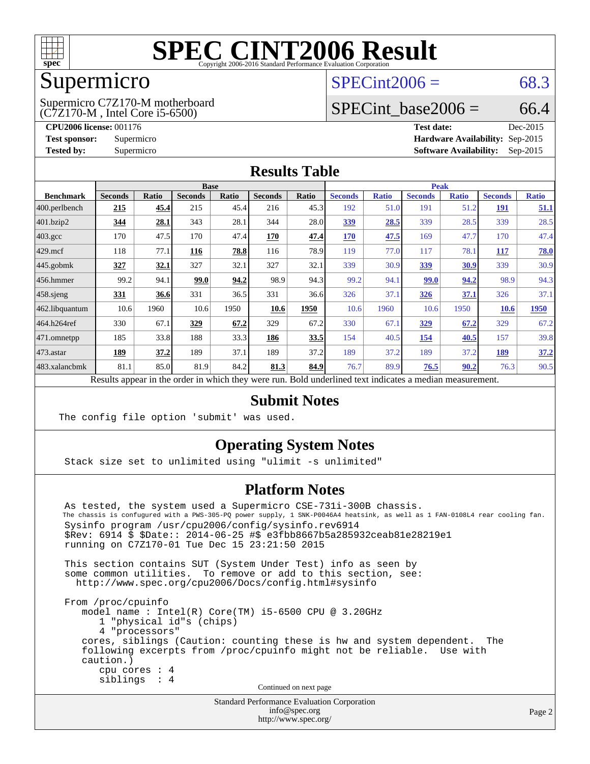# SPEC CINT2006 Result

Copyright 2006-2016 Standard Performance Evaluation Corporation

## Supermicro

Supermicro C7Z170-M motherboard
(C7Z170-M , Intel Core i5-6500)

SPECint2006 = 68.3

SPECint_base2006 = 66.4

| | | | |
|---|---|---|---|
| **CPU2006 license:** | 001176 | **Test date:** | Dec-2015 |
| **Test sponsor:** | Supermicro | **Hardware Availability:** | Sep-2015 |
| **Tested by:** | Supermicro | **Software Availability:** | Sep-2015 |

## Results Table

| | Base | | | | | | Peak | | | | | |
|---|---|---|---|---|---|---|---|---|---|---|---|---|
| **Benchmark** | **Seconds** | **Ratio** | **Seconds** | **Ratio** | **Seconds** | **Ratio** | **Seconds** | **Ratio** | **Seconds** | **Ratio** | **Seconds** | **Ratio** |
| 400.perlbench | **215** | **45.4** | 215 | 45.4 | 216 | 45.3 | 192 | 51.0 | 191 | 51.2 | **191** | **51.1** |
| 401.bzip2 | **344** | **28.1** | 343 | 28.1 | 344 | 28.0 | **339** | **28.5** | 339 | 28.5 | 339 | 28.5 |
| 403.gcc | 170 | 47.5 | 170 | 47.4 | **170** | **47.4** | **170** | **47.5** | 169 | 47.7 | 170 | 47.4 |
| 429.mcf | 118 | 77.1 | **116** | **78.8** | 116 | 78.9 | 119 | 77.0 | 117 | 78.1 | **117** | **78.0** |
| 445.gobmk | **327** | **32.1** | 327 | 32.1 | 327 | 32.1 | 339 | 30.9 | **339** | **30.9** | 339 | 30.9 |
| 456.hmmer | 99.2 | 94.1 | **99.0** | **94.2** | 98.9 | 94.3 | 99.2 | 94.1 | **99.0** | **94.2** | 98.9 | 94.3 |
| 458.sjeng | **331** | **36.6** | 331 | 36.5 | 331 | 36.6 | 326 | 37.1 | **326** | **37.1** | 326 | 37.1 |
| 462.libquantum | 10.6 | 1960 | 10.6 | 1950 | **10.6** | **1950** | 10.6 | 1960 | 10.6 | 1950 | **10.6** | **1950** |
| 464.h264ref | 330 | 67.1 | **329** | **67.2** | 329 | 67.2 | 330 | 67.1 | **329** | **67.2** | 329 | 67.2 |
| 471.omnetpp | 185 | 33.8 | 188 | 33.3 | **186** | **33.5** | 154 | 40.5 | **154** | **40.5** | 157 | 39.8 |
| 473.astar | **189** | **37.2** | 189 | 37.1 | 189 | 37.2 | 189 | 37.2 | 189 | 37.2 | **189** | **37.2** |
| 483.xalancbmk | 81.1 | 85.0 | 81.9 | 84.2 | **81.3** | **84.9** | 76.7 | 89.9 | **76.5** | **90.2** | 76.3 | 90.5 |

Results appear in the order in which they were run. Bold underlined text indicates a median measurement.

## Submit Notes

```
The config file option 'submit' was used.
```

## Operating System Notes

```
Stack size set to unlimited using "ulimit -s unlimited"
```

## Platform Notes

```
As tested, the system used a Supermicro CSE-731i-300B chassis.
The chassis is confugured with a PWS-305-PQ power supply, 1 SNK-P0046A4 heatsink, as well as 1 FAN-0108L4 rear cooling fan.
Sysinfo program /usr/cpu2006/config/sysinfo.rev6914
$Rev: 6914 $ $Date:: 2014-06-25 #$ e3fbb8667b5a285932ceab81e28219e1
running on C7Z170-01 Tue Dec 15 23:21:50 2015

This section contains SUT (System Under Test) info as seen by
some common utilities.  To remove or add to this section, see:
  http://www.spec.org/cpu2006/Docs/config.html#sysinfo

From /proc/cpuinfo
   model name : Intel(R) Core(TM) i5-6500 CPU @ 3.20GHz
      1 "physical id"s (chips)
      4 "processors"
   cores, siblings (Caution: counting these is hw and system dependent.  The
   following excerpts from /proc/cpuinfo might not be reliable.  Use with
   caution.)
      cpu cores : 4
      siblings  : 4
```

Continued on next page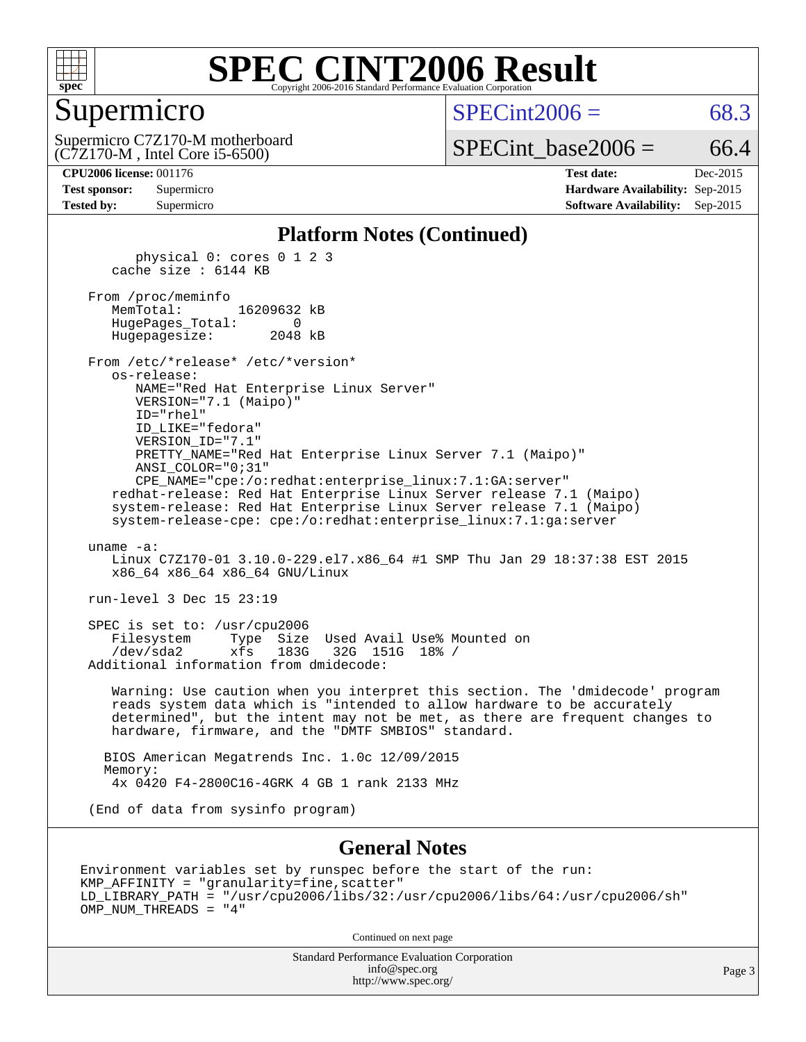# SPEC CINT2006 Result

Copyright 2006-2016 Standard Performance Evaluation Corporation

## Supermicro

Supermicro C7Z170-M motherboard
(C7Z170-M , Intel Core i5-6500)

SPECint2006 = 68.3

SPECint_base2006 = 66.4

**CPU2006 license:** 001176
**Test sponsor:** Supermicro
**Tested by:** Supermicro

**Test date:** Dec-2015
**Hardware Availability:** Sep-2015
**Software Availability:** Sep-2015

### Platform Notes (Continued)

```
        physical 0: cores 0 1 2 3
     cache size : 6144 KB

  From /proc/meminfo
     MemTotal:       16209632 kB
     HugePages_Total:       0
     Hugepagesize:       2048 kB

  From /etc/*release* /etc/*version*
     os-release:
        NAME="Red Hat Enterprise Linux Server"
        VERSION="7.1 (Maipo)"
        ID="rhel"
        ID_LIKE="fedora"
        VERSION_ID="7.1"
        PRETTY_NAME="Red Hat Enterprise Linux Server 7.1 (Maipo)"
        ANSI_COLOR="0;31"
        CPE_NAME="cpe:/o:redhat:enterprise_linux:7.1:GA:server"
     redhat-release: Red Hat Enterprise Linux Server release 7.1 (Maipo)
     system-release: Red Hat Enterprise Linux Server release 7.1 (Maipo)
     system-release-cpe: cpe:/o:redhat:enterprise_linux:7.1:ga:server

  uname -a:
     Linux C7Z170-01 3.10.0-229.el7.x86_64 #1 SMP Thu Jan 29 18:37:38 EST 2015
     x86_64 x86_64 x86_64 GNU/Linux

  run-level 3 Dec 15 23:19

  SPEC is set to: /usr/cpu2006
     Filesystem     Type  Size  Used Avail Use% Mounted on
     /dev/sda2      xfs   183G   32G  151G  18% /
  Additional information from dmidecode:

     Warning: Use caution when you interpret this section. The 'dmidecode' program
     reads system data which is "intended to allow hardware to be accurately
     determined", but the intent may not be met, as there are frequent changes to
     hardware, firmware, and the "DMTF SMBIOS" standard.

    BIOS American Megatrends Inc. 1.0c 12/09/2015
    Memory:
     4x 0420 F4-2800C16-4GRK 4 GB 1 rank 2133 MHz

  (End of data from sysinfo program)
```

### General Notes

```
Environment variables set by runspec before the start of the run:
KMP_AFFINITY = "granularity=fine,scatter"
LD_LIBRARY_PATH = "/usr/cpu2006/libs/32:/usr/cpu2006/libs/64:/usr/cpu2006/sh"
OMP_NUM_THREADS = "4"
```

Continued on next page

Standard Performance Evaluation Corporation
info@spec.org
http://www.spec.org/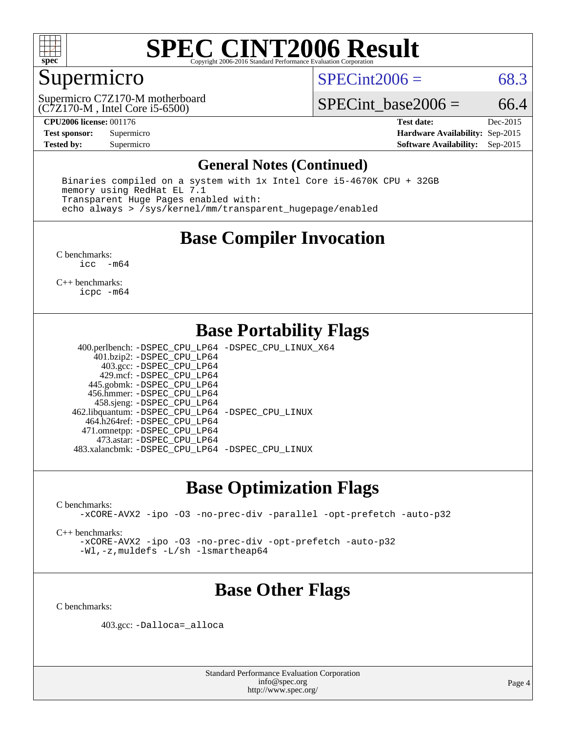# SPEC CINT2006 Result

Copyright 2006-2016 Standard Performance Evaluation Corporation

## Supermicro

Supermicro C7Z170-M motherboard
(C7Z170-M , Intel Core i5-6500)

SPECint2006 = 68.3

SPECint_base2006 = 66.4

**CPU2006 license:** 001176
**Test sponsor:** Supermicro
**Tested by:** Supermicro

**Test date:** Dec-2015
**Hardware Availability:** Sep-2015
**Software Availability:** Sep-2015

## General Notes (Continued)

```
Binaries compiled on a system with 1x Intel Core i5-4670K CPU + 32GB
memory using RedHat EL 7.1
Transparent Huge Pages enabled with:
echo always > /sys/kernel/mm/transparent_hugepage/enabled
```

## Base Compiler Invocation

C benchmarks:
```
icc  -m64
```

C++ benchmarks:
```
icpc -m64
```

## Base Portability Flags

```
  400.perlbench: -DSPEC_CPU_LP64 -DSPEC_CPU_LINUX_X64
      401.bzip2: -DSPEC_CPU_LP64
        403.gcc: -DSPEC_CPU_LP64
        429.mcf: -DSPEC_CPU_LP64
      445.gobmk: -DSPEC_CPU_LP64
      456.hmmer: -DSPEC_CPU_LP64
      458.sjeng: -DSPEC_CPU_LP64
 462.libquantum: -DSPEC_CPU_LP64 -DSPEC_CPU_LINUX
    464.h264ref: -DSPEC_CPU_LP64
    471.omnetpp: -DSPEC_CPU_LP64
      473.astar: -DSPEC_CPU_LP64
 483.xalancbmk: -DSPEC_CPU_LP64 -DSPEC_CPU_LINUX
```

## Base Optimization Flags

C benchmarks:
```
-xCORE-AVX2 -ipo -O3 -no-prec-div -parallel -opt-prefetch -auto-p32
```

C++ benchmarks:
```
-xCORE-AVX2 -ipo -O3 -no-prec-div -opt-prefetch -auto-p32
-Wl,-z,muldefs -L/sh -lsmartheap64
```

## Base Other Flags

C benchmarks:

```
403.gcc: -Dalloca=_alloca
```

Standard Performance Evaluation Corporation
info@spec.org
http://www.spec.org/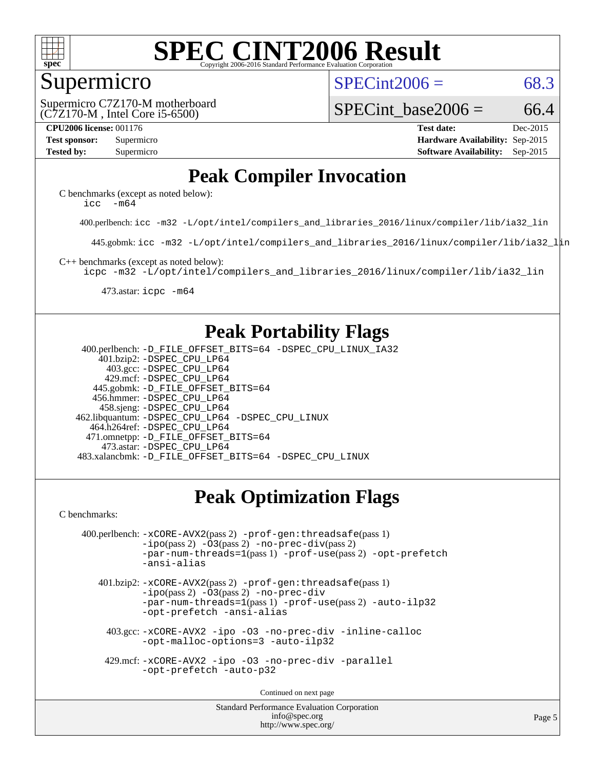# SPEC CINT2006 Result

Copyright 2006-2016 Standard Performance Evaluation Corporation

## Supermicro

Supermicro C7Z170-M motherboard
(C7Z170-M , Intel Core i5-6500)

SPECint2006 = 68.3

SPECint_base2006 = 66.4

| | | | |
|---|---|---|---|
| **CPU2006 license:** 001176 | | **Test date:** | Dec-2015 |
| **Test sponsor:** | Supermicro | **Hardware Availability:** | Sep-2015 |
| **Tested by:** | Supermicro | **Software Availability:** | Sep-2015 |

## Peak Compiler Invocation

C benchmarks (except as noted below):
`icc -m64`

400.perlbench: `icc -m32 -L/opt/intel/compilers_and_libraries_2016/linux/compiler/lib/ia32_lin`

445.gobmk: `icc -m32 -L/opt/intel/compilers_and_libraries_2016/linux/compiler/lib/ia32_lin`

C++ benchmarks (except as noted below):
`icpc -m32 -L/opt/intel/compilers_and_libraries_2016/linux/compiler/lib/ia32_lin`

473.astar: `icpc -m64`

## Peak Portability Flags

400.perlbench: -D_FILE_OFFSET_BITS=64 -DSPEC_CPU_LINUX_IA32
401.bzip2: -DSPEC_CPU_LP64
403.gcc: -DSPEC_CPU_LP64
429.mcf: -DSPEC_CPU_LP64
445.gobmk: -D_FILE_OFFSET_BITS=64
456.hmmer: -DSPEC_CPU_LP64
458.sjeng: -DSPEC_CPU_LP64
462.libquantum: -DSPEC_CPU_LP64 -DSPEC_CPU_LINUX
464.h264ref: -DSPEC_CPU_LP64
471.omnetpp: -D_FILE_OFFSET_BITS=64
473.astar: -DSPEC_CPU_LP64
483.xalancbmk: -D_FILE_OFFSET_BITS=64 -DSPEC_CPU_LINUX

## Peak Optimization Flags

C benchmarks:

400.perlbench: -xCORE-AVX2(pass 2) -prof-gen:threadsafe(pass 1) -ipo(pass 2) -O3(pass 2) -no-prec-div(pass 2) -par-num-threads=1(pass 1) -prof-use(pass 2) -opt-prefetch -ansi-alias

401.bzip2: -xCORE-AVX2(pass 2) -prof-gen:threadsafe(pass 1) -ipo(pass 2) -O3(pass 2) -no-prec-div -par-num-threads=1(pass 1) -prof-use(pass 2) -auto-ilp32 -opt-prefetch -ansi-alias

403.gcc: -xCORE-AVX2 -ipo -O3 -no-prec-div -inline-calloc -opt-malloc-options=3 -auto-ilp32

429.mcf: -xCORE-AVX2 -ipo -O3 -no-prec-div -parallel -opt-prefetch -auto-p32

Continued on next page

Standard Performance Evaluation Corporation
info@spec.org
http://www.spec.org/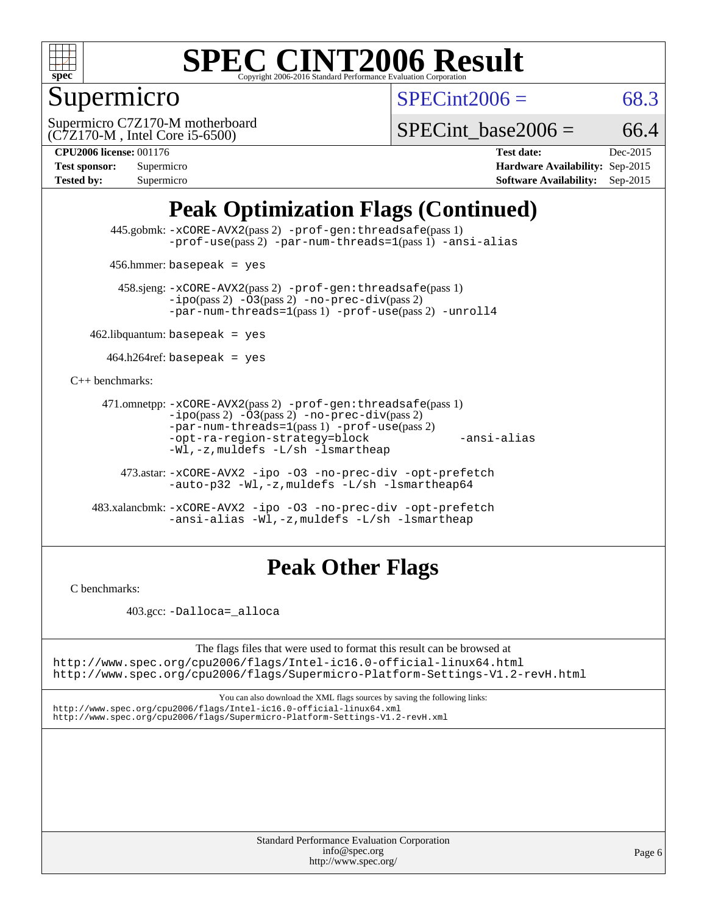## Peak Optimization Flags (Continued)

445.gobmk: -xCORE-AVX2(pass 2) -prof-gen:threadsafe(pass 1) -prof-use(pass 2) -par-num-threads=1(pass 1) -ansi-alias

456.hmmer: basepeak = yes

458.sjeng: -xCORE-AVX2(pass 2) -prof-gen:threadsafe(pass 1) -ipo(pass 2) -O3(pass 2) -no-prec-div(pass 2) -par-num-threads=1(pass 1) -prof-use(pass 2) -unroll4

462.libquantum: basepeak = yes

464.h264ref: basepeak = yes

C++ benchmarks:

471.omnetpp: -xCORE-AVX2(pass 2) -prof-gen:threadsafe(pass 1) -ipo(pass 2) -O3(pass 2) -no-prec-div(pass 2) -par-num-threads=1(pass 1) -prof-use(pass 2) -opt-ra-region-strategy=block -ansi-alias -Wl,-z,muldefs -L/sh -lsmartheap

473.astar: -xCORE-AVX2 -ipo -O3 -no-prec-div -opt-prefetch -auto-p32 -Wl,-z,muldefs -L/sh -lsmartheap64

483.xalancbmk: -xCORE-AVX2 -ipo -O3 -no-prec-div -opt-prefetch -ansi-alias -Wl,-z,muldefs -L/sh -lsmartheap

## Peak Other Flags

C benchmarks:

403.gcc: -Dalloca=_alloca

The flags files that were used to format this result can be browsed at
http://www.spec.org/cpu2006/flags/Intel-ic16.0-official-linux64.html
http://www.spec.org/cpu2006/flags/Supermicro-Platform-Settings-V1.2-revH.html

You can also download the XML flags sources by saving the following links:
http://www.spec.org/cpu2006/flags/Intel-ic16.0-official-linux64.xml
http://www.spec.org/cpu2006/flags/Supermicro-Platform-Settings-V1.2-revH.xml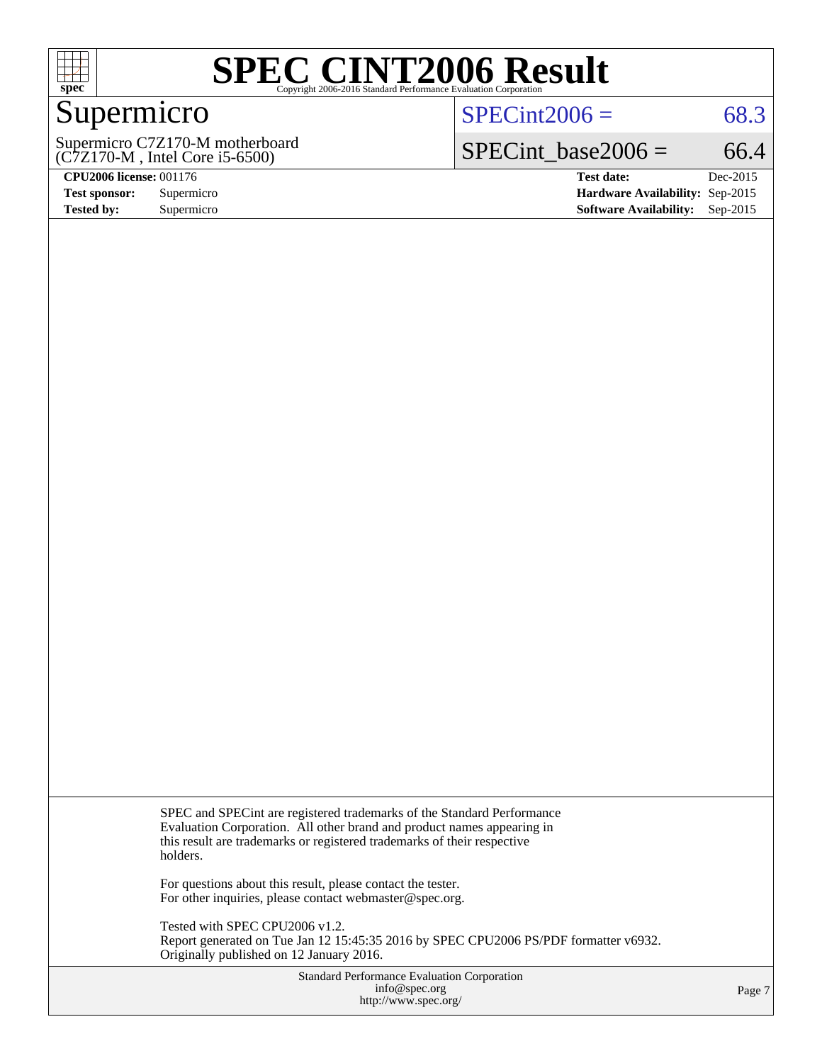SPEC and SPECint are registered trademarks of the Standard Performance Evaluation Corporation. All other brand and product names appearing in this result are trademarks or registered trademarks of their respective holders.

For questions about this result, please contact the tester.
For other inquiries, please contact webmaster@spec.org.

Tested with SPEC CPU2006 v1.2.
Report generated on Tue Jan 12 15:45:35 2016 by SPEC CPU2006 PS/PDF formatter v6932.
Originally published on 12 January 2016.